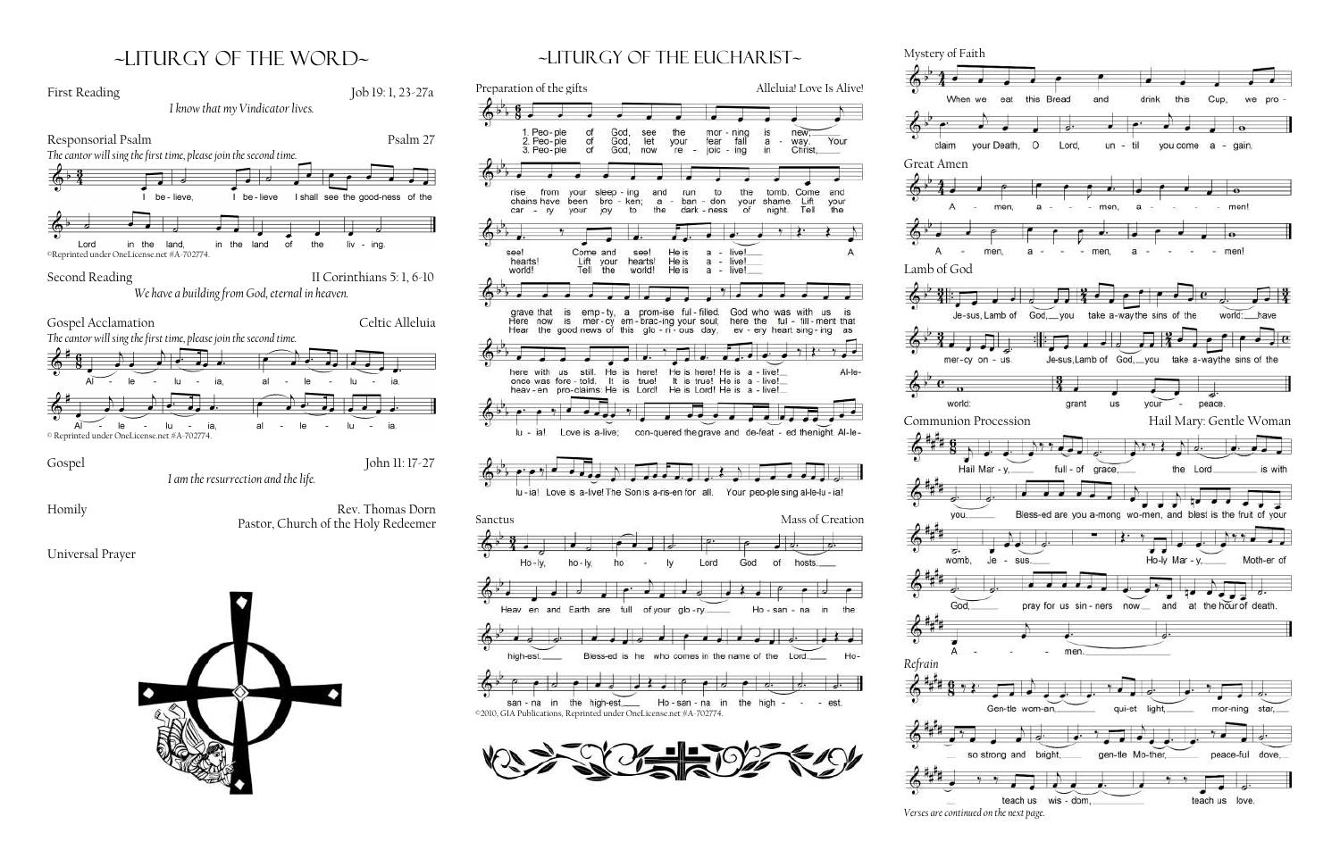# ~LITURGY OF THE WORD~

**First Reading** — Job 19: 1, 23-27a

*I know that my Vindicator lives.*

**Responsorial Psalm** — Psalm 27

*The cantor will sing the first time, please join the second time.*

I believe, I believe I shall see the good-ness of the Lord in the land, in the land of the liv-ing.

©Reprinted under OneLicense.net #A-702774.

**Second Reading** — II Corinthians 5: 1, 6-10

*We have a building from God, eternal in heaven.*

**Gospel Acclamation** — Celtic Alleluia

*The cantor will sing the first time, please join the second time.*

Al-le-lu-ia, al-le-lu-ia. Al-le-lu-ia, al-le-lu-ia.

© Reprinted under OneLicense.net #A-702774.

**Gospel** — John 11: 17-27

*I am the resurrection and the life.*

**Homily** — Rev. Thomas Dorn
Pastor, Church of the Holy Redeemer

**Universal Prayer**

# ~LITURGY OF THE EUCHARIST~

**Preparation of the gifts** — Alleluia! Love Is Alive!

1. Peo-ple of God, see the mor-ning is new; rise from your sleep-ing and run to the tomb. Come and see! Come and see! He is a-live! A grave that is emp-ty, a prom-ise ful-filled. God who was with us is here with us still. He is here! He is here! He is a-live!

2. Peo-ple of God, let your fear fall a-way. Your chains have been bro-ken; a-ban-don your shame. Lift your hearts! Lift your hearts! He is a-live! Here now is mer-cy em-brac-ing your soul; here the ful-fill-ment that once was fore-told. It is true! It is true! He is a-live!

3. Peo-ple of God, now re-joic-ing in Christ, car-ry your joy to the dark-ness of night. Tell the world! Tell the world! He is a-live! Hear the good news of this glo-ri-ous day, ev-ery heart sing-ing as heav-en pro-claims: He is Lord! He is Lord! He is a-live!

Al-le-lu-ia! Love is a-live; con-quered the grave and de-feat-ed the night. Al-le-lu-ia! Love is a-live! The Son is a-ris-en for all. Your peo-ple sing al-le-lu-ia!

**Sanctus** — Mass of Creation

Ho-ly, ho-ly, ho-ly Lord God of hosts. Heav-en and Earth are full of your glo-ry. Ho-san-na in the high-est. Bless-ed is he who comes in the name of the Lord. Ho-san-na in the high-est. Ho-san-na in the high-est.

©2010, GIA Publications, Reprinted under OneLicense.net #A-702774.

**Mystery of Faith**

When we eat this Bread and drink this Cup, we pro-claim your Death, O Lord, un-til you come a-gain.

**Great Amen**

A-men, a-men, a-men! A-men, a-men, a-men!

**Lamb of God**

Je-sus, Lamb of God, you take a-way the sins of the world: have mer-cy on us. Je-sus, Lamb of God, you take a-way the sins of the world: grant us your peace.

**Communion Procession** — Hail Mary: Gentle Woman

Hail Mar-y, full of grace, the Lord is with you. Bless-ed are you a-mong wo-men, and blest is the fruit of your womb, Je-sus. Ho-ly Mar-y, Moth-er of God, pray for us sin-ners now and at the hour of death. A-men.

*Refrain*

Gen-tle wom-an, qui-et light, mor-ning star, so strong and bright, gen-tle Mo-ther, peace-ful dove, teach us wis-dom, teach us love.

*Verses are continued on the next page.*